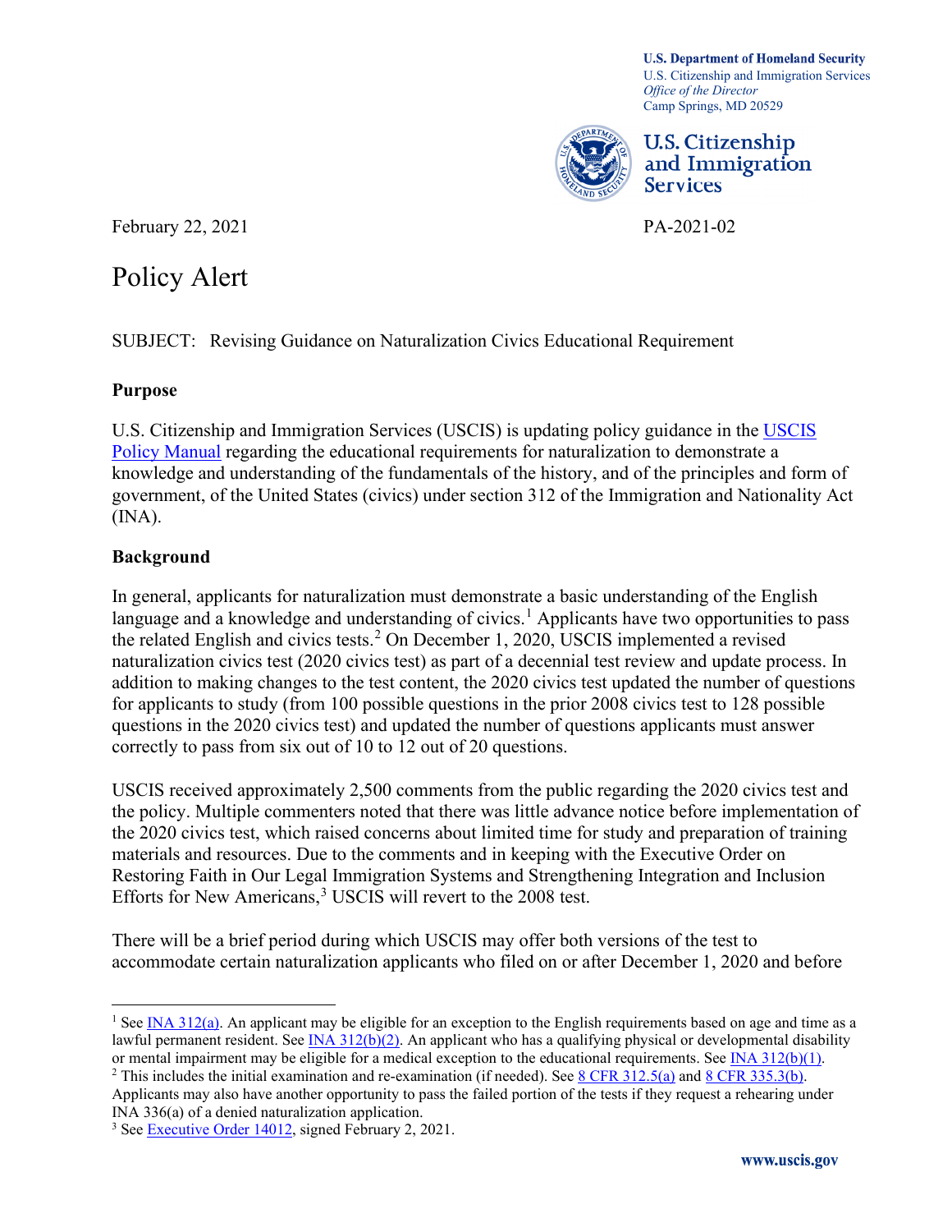U.S. Department of Homeland Security
U.S. Citizenship and Immigration Services
*Office of the Director*
Camp Springs, MD 20529

U.S. Citizenship and Immigration Services

February 22, 2021

PA-2021-02

# Policy Alert

SUBJECT: Revising Guidance on Naturalization Civics Educational Requirement

## Purpose

U.S. Citizenship and Immigration Services (USCIS) is updating policy guidance in the [USCIS Policy Manual] regarding the educational requirements for naturalization to demonstrate a knowledge and understanding of the fundamentals of the history, and of the principles and form of government, of the United States (civics) under section 312 of the Immigration and Nationality Act (INA).

## Background

In general, applicants for naturalization must demonstrate a basic understanding of the English language and a knowledge and understanding of civics.[1] Applicants have two opportunities to pass the related English and civics tests.[2] On December 1, 2020, USCIS implemented a revised naturalization civics test (2020 civics test) as part of a decennial test review and update process. In addition to making changes to the test content, the 2020 civics test updated the number of questions for applicants to study (from 100 possible questions in the prior 2008 civics test to 128 possible questions in the 2020 civics test) and updated the number of questions applicants must answer correctly to pass from six out of 10 to 12 out of 20 questions.

USCIS received approximately 2,500 comments from the public regarding the 2020 civics test and the policy. Multiple commenters noted that there was little advance notice before implementation of the 2020 civics test, which raised concerns about limited time for study and preparation of training materials and resources. Due to the comments and in keeping with the Executive Order on Restoring Faith in Our Legal Immigration Systems and Strengthening Integration and Inclusion Efforts for New Americans,[3] USCIS will revert to the 2008 test.

There will be a brief period during which USCIS may offer both versions of the test to accommodate certain naturalization applicants who filed on or after December 1, 2020 and before

---

[1] See INA 312(a). An applicant may be eligible for an exception to the English requirements based on age and time as a lawful permanent resident. See INA 312(b)(2). An applicant who has a qualifying physical or developmental disability or mental impairment may be eligible for a medical exception to the educational requirements. See INA 312(b)(1).

[2] This includes the initial examination and re-examination (if needed). See 8 CFR 312.5(a) and 8 CFR 335.3(b). Applicants may also have another opportunity to pass the failed portion of the tests if they request a rehearing under INA 336(a) of a denied naturalization application.

[3] See Executive Order 14012, signed February 2, 2021.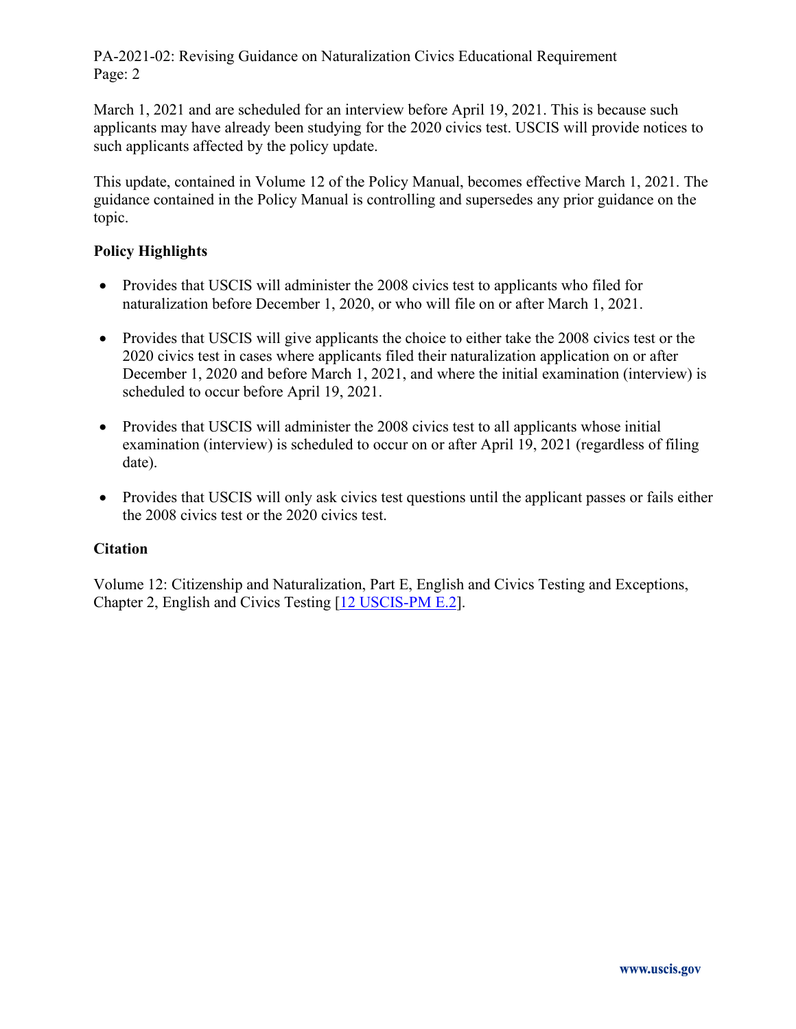March 1, 2021 and are scheduled for an interview before April 19, 2021. This is because such applicants may have already been studying for the 2020 civics test. USCIS will provide notices to such applicants affected by the policy update.

This update, contained in Volume 12 of the Policy Manual, becomes effective March 1, 2021. The guidance contained in the Policy Manual is controlling and supersedes any prior guidance on the topic.

**Policy Highlights**

- Provides that USCIS will administer the 2008 civics test to applicants who filed for naturalization before December 1, 2020, or who will file on or after March 1, 2021.
- Provides that USCIS will give applicants the choice to either take the 2008 civics test or the 2020 civics test in cases where applicants filed their naturalization application on or after December 1, 2020 and before March 1, 2021, and where the initial examination (interview) is scheduled to occur before April 19, 2021.
- Provides that USCIS will administer the 2008 civics test to all applicants whose initial examination (interview) is scheduled to occur on or after April 19, 2021 (regardless of filing date).
- Provides that USCIS will only ask civics test questions until the applicant passes or fails either the 2008 civics test or the 2020 civics test.

**Citation**

Volume 12: Citizenship and Naturalization, Part E, English and Civics Testing and Exceptions, Chapter 2, English and Civics Testing [12 USCIS-PM E.2].